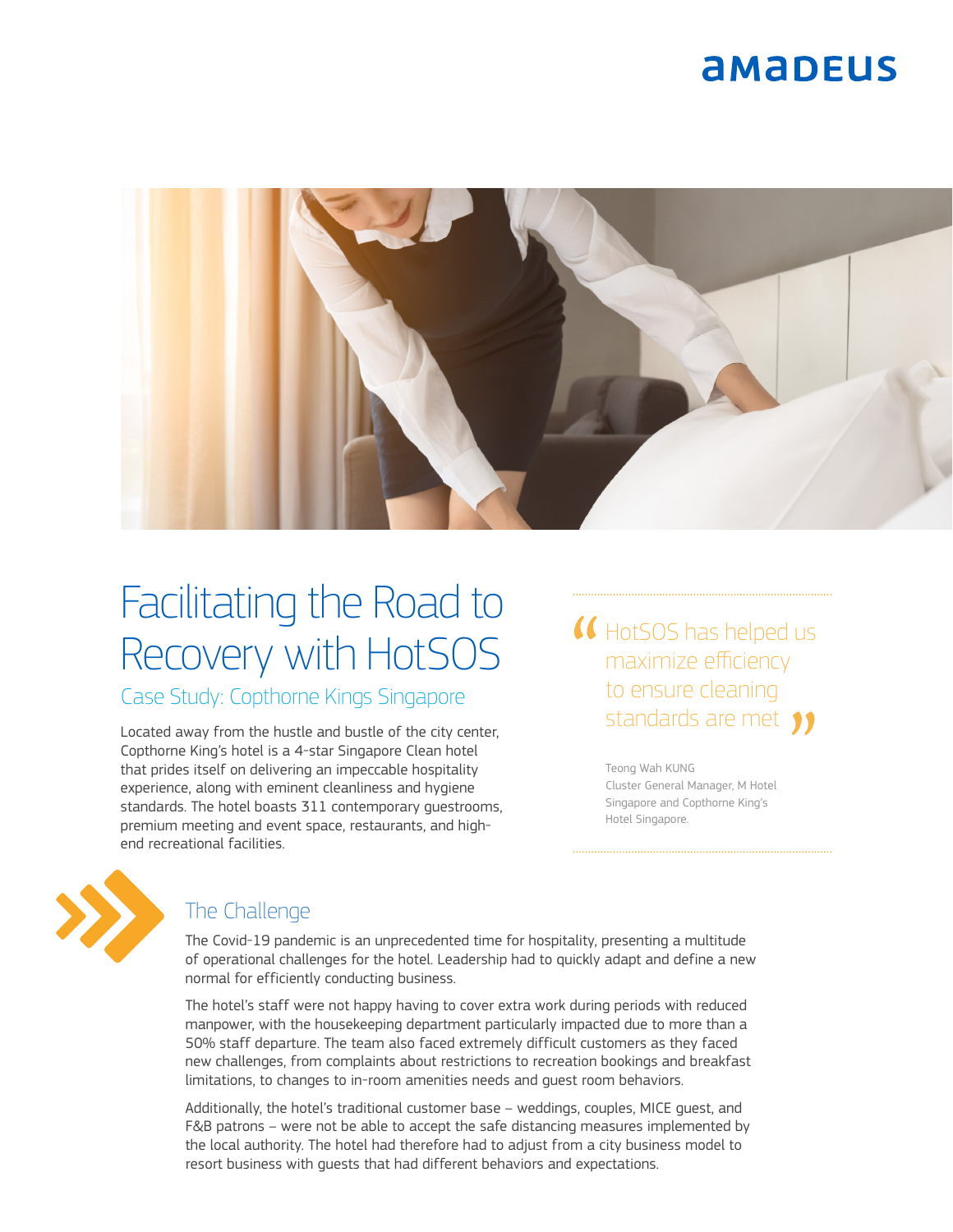# Facilitating the Road to Recovery with HotSOS

## Case Study: Copthorne Kings Singapore

Located away from the hustle and bustle of the city center, Copthorne King's hotel is a 4-star Singapore Clean hotel that prides itself on delivering an impeccable hospitality experience, along with eminent cleanliness and hygiene standards. The hotel boasts 311 contemporary guestrooms, premium meeting and event space, restaurants, and high-end recreational facilities.

> "HotSOS has helped us maximize efficiency to ensure cleaning standards are met"
>
> Teong Wah KUNG
> Cluster General Manager, M Hotel Singapore and Copthorne King's Hotel Singapore.

## The Challenge

The Covid-19 pandemic is an unprecedented time for hospitality, presenting a multitude of operational challenges for the hotel. Leadership had to quickly adapt and define a new normal for efficiently conducting business.

The hotel's staff were not happy having to cover extra work during periods with reduced manpower, with the housekeeping department particularly impacted due to more than a 50% staff departure. The team also faced extremely difficult customers as they faced new challenges, from complaints about restrictions to recreation bookings and breakfast limitations, to changes to in-room amenities needs and guest room behaviors.

Additionally, the hotel's traditional customer base – weddings, couples, MICE guest, and F&B patrons – were not be able to accept the safe distancing measures implemented by the local authority. The hotel had therefore had to adjust from a city business model to resort business with guests that had different behaviors and expectations.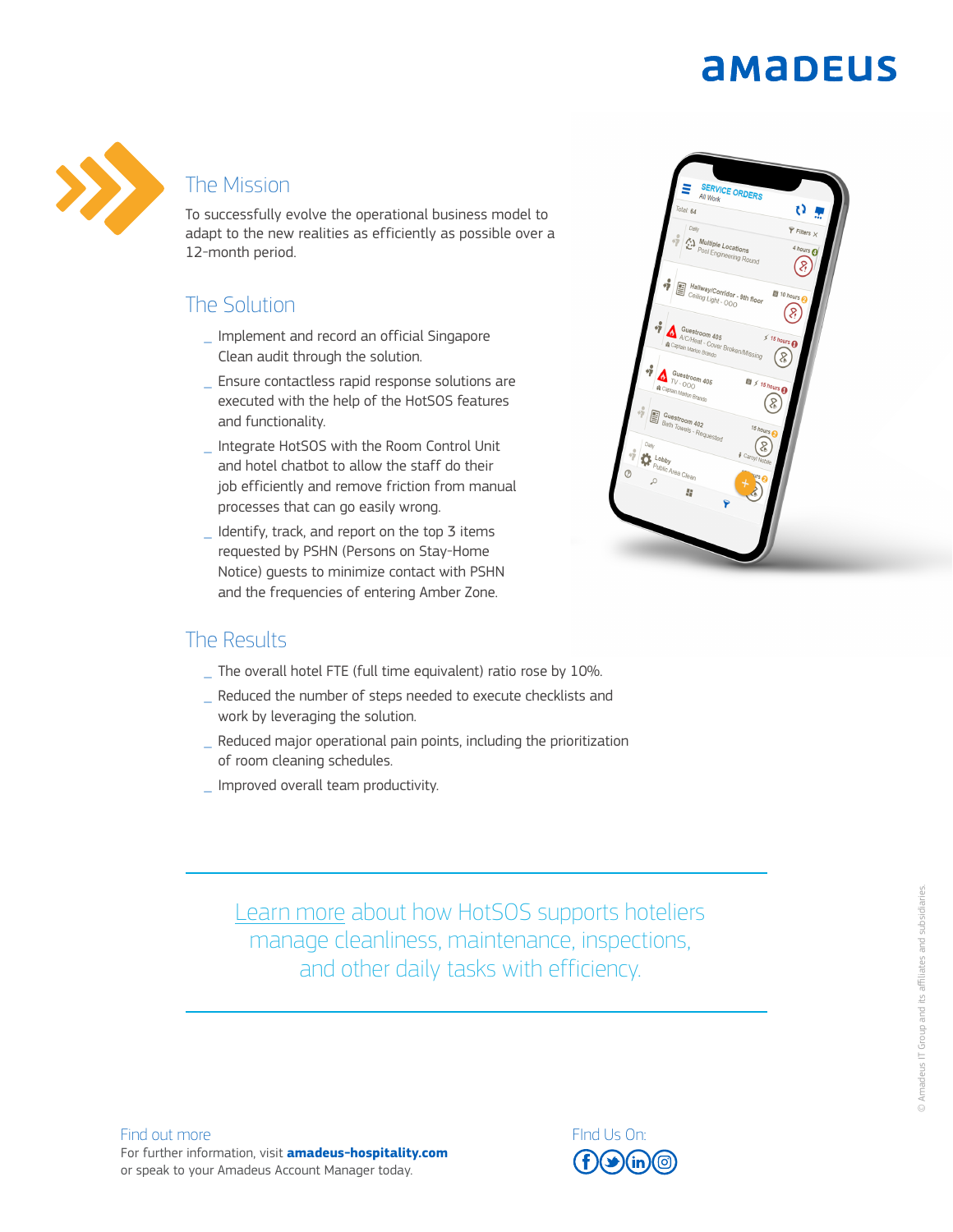## The Mission

To successfully evolve the operational business model to adapt to the new realities as efficiently as possible over a 12-month period.

## The Solution

- Implement and record an official Singapore Clean audit through the solution.
- Ensure contactless rapid response solutions are executed with the help of the HotSOS features and functionality.
- Integrate HotSOS with the Room Control Unit and hotel chatbot to allow the staff do their job efficiently and remove friction from manual processes that can go easily wrong.
- Identify, track, and report on the top 3 items requested by PSHN (Persons on Stay-Home Notice) guests to minimize contact with PSHN and the frequencies of entering Amber Zone.

## The Results

- The overall hotel FTE (full time equivalent) ratio rose by 10%.
- Reduced the number of steps needed to execute checklists and work by leveraging the solution.
- Reduced major operational pain points, including the prioritization of room cleaning schedules.
- Improved overall team productivity.

---

Learn more about how HotSOS supports hoteliers manage cleanliness, maintenance, inspections, and other daily tasks with efficiency.

---

### Find out more

For further information, visit **amadeus-hospitality.com** or speak to your Amadeus Account Manager today.

### FInd Us On:

© Amadeus IT Group and its affiliates and subsidiaries.